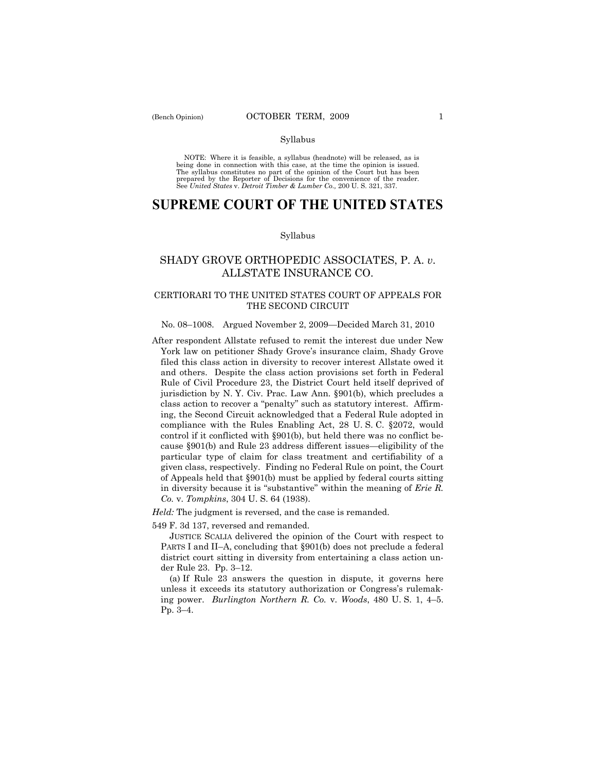Syllabus

NOTE: Where it is feasible, a syllabus (headnote) will be released, as is being done in connection with this case, at the time the opinion is issued. The syllabus constitutes no part of the opinion of the Court but has been prepared by the Reporter of Decisions for the convenience of the reader. See *United States* v. *Detroit Timber & Lumber Co.,* 200 U. S. 321, 337.

# SUPREME COURT OF THE UNITED STATES

Syllabus

## SHADY GROVE ORTHOPEDIC ASSOCIATES, P. A. *v*. ALLSTATE INSURANCE CO.

### CERTIORARI TO THE UNITED STATES COURT OF APPEALS FOR THE SECOND CIRCUIT

No. 08–1008. Argued November 2, 2009—Decided March 31, 2010

After respondent Allstate refused to remit the interest due under New York law on petitioner Shady Grove's insurance claim, Shady Grove filed this class action in diversity to recover interest Allstate owed it and others. Despite the class action provisions set forth in Federal Rule of Civil Procedure 23, the District Court held itself deprived of jurisdiction by N. Y. Civ. Prac. Law Ann. §901(b), which precludes a class action to recover a "penalty" such as statutory interest. Affirming, the Second Circuit acknowledged that a Federal Rule adopted in compliance with the Rules Enabling Act, 28 U. S. C. §2072, would control if it conflicted with §901(b), but held there was no conflict because §901(b) and Rule 23 address different issues—eligibility of the particular type of claim for class treatment and certifiability of a given class, respectively. Finding no Federal Rule on point, the Court of Appeals held that §901(b) must be applied by federal courts sitting in diversity because it is "substantive" within the meaning of *Erie R. Co.* v. *Tompkins*, 304 U. S. 64 (1938).

*Held:* The judgment is reversed, and the case is remanded.

549 F. 3d 137, reversed and remanded.

JUSTICE SCALIA delivered the opinion of the Court with respect to PARTS I and II–A, concluding that §901(b) does not preclude a federal district court sitting in diversity from entertaining a class action under Rule 23. Pp. 3–12.

(a) If Rule 23 answers the question in dispute, it governs here unless it exceeds its statutory authorization or Congress's rulemaking power. *Burlington Northern R. Co.* v. *Woods*, 480 U. S. 1, 4–5. Pp. 3–4.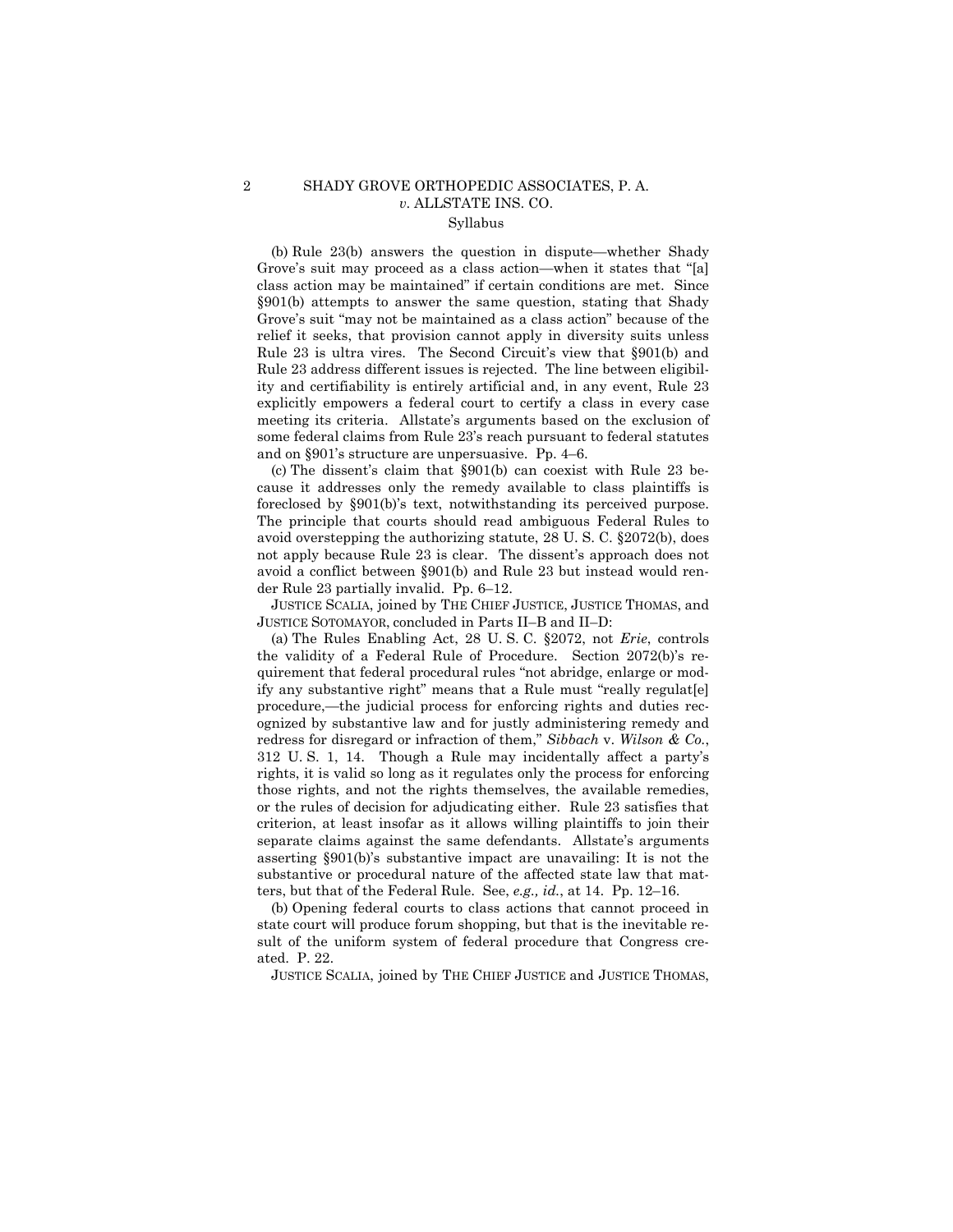(b) Rule 23(b) answers the question in dispute—whether Shady Grove's suit may proceed as a class action—when it states that "[a] class action may be maintained" if certain conditions are met. Since §901(b) attempts to answer the same question, stating that Shady Grove's suit "may not be maintained as a class action" because of the relief it seeks, that provision cannot apply in diversity suits unless Rule 23 is ultra vires. The Second Circuit's view that §901(b) and Rule 23 address different issues is rejected. The line between eligibility and certifiability is entirely artificial and, in any event, Rule 23 explicitly empowers a federal court to certify a class in every case meeting its criteria. Allstate's arguments based on the exclusion of some federal claims from Rule 23's reach pursuant to federal statutes and on §901's structure are unpersuasive. Pp. 4–6.

(c) The dissent's claim that §901(b) can coexist with Rule 23 because it addresses only the remedy available to class plaintiffs is foreclosed by §901(b)'s text, notwithstanding its perceived purpose. The principle that courts should read ambiguous Federal Rules to avoid overstepping the authorizing statute, 28 U. S. C. §2072(b), does not apply because Rule 23 is clear. The dissent's approach does not avoid a conflict between §901(b) and Rule 23 but instead would render Rule 23 partially invalid. Pp. 6–12.

JUSTICE SCALIA, joined by THE CHIEF JUSTICE, JUSTICE THOMAS, and JUSTICE SOTOMAYOR, concluded in Parts II–B and II–D:

(a) The Rules Enabling Act, 28 U. S. C. §2072, not *Erie*, controls the validity of a Federal Rule of Procedure. Section 2072(b)'s requirement that federal procedural rules "not abridge, enlarge or modify any substantive right" means that a Rule must "really regulat[e] procedure,—the judicial process for enforcing rights and duties recognized by substantive law and for justly administering remedy and redress for disregard or infraction of them," *Sibbach* v. *Wilson & Co.*, 312 U. S. 1, 14. Though a Rule may incidentally affect a party's rights, it is valid so long as it regulates only the process for enforcing those rights, and not the rights themselves, the available remedies, or the rules of decision for adjudicating either. Rule 23 satisfies that criterion, at least insofar as it allows willing plaintiffs to join their separate claims against the same defendants. Allstate's arguments asserting §901(b)'s substantive impact are unavailing: It is not the substantive or procedural nature of the affected state law that matters, but that of the Federal Rule. See, *e.g., id.*, at 14. Pp. 12–16.

(b) Opening federal courts to class actions that cannot proceed in state court will produce forum shopping, but that is the inevitable result of the uniform system of federal procedure that Congress created. P. 22.

JUSTICE SCALIA, joined by THE CHIEF JUSTICE and JUSTICE THOMAS,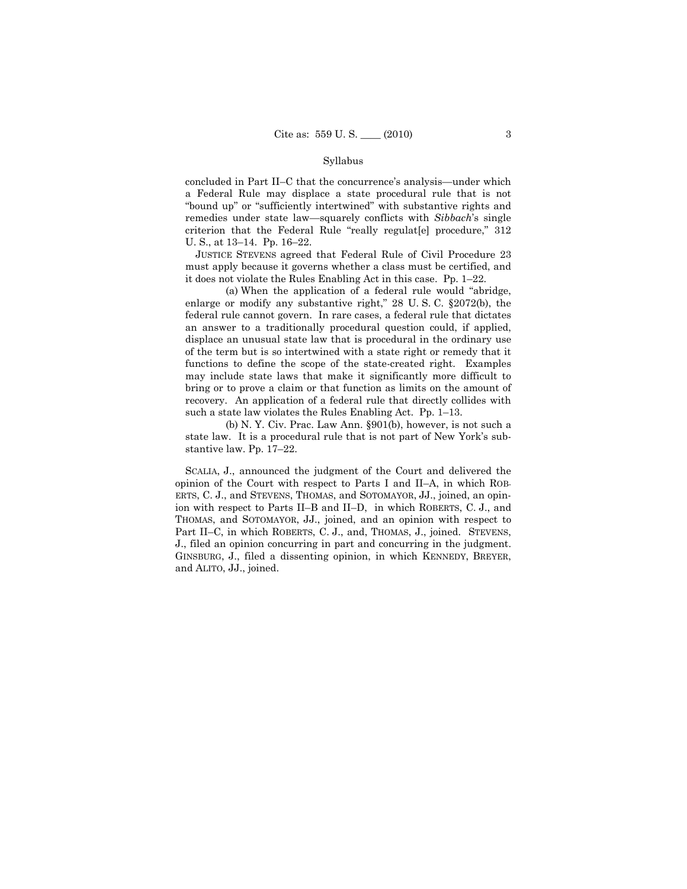concluded in Part II–C that the concurrence's analysis—under which a Federal Rule may displace a state procedural rule that is not "bound up" or "sufficiently intertwined" with substantive rights and remedies under state law—squarely conflicts with *Sibbach*'s single criterion that the Federal Rule "really regulat[e] procedure," 312 U. S., at 13–14. Pp. 16–22.

JUSTICE STEVENS agreed that Federal Rule of Civil Procedure 23 must apply because it governs whether a class must be certified, and it does not violate the Rules Enabling Act in this case. Pp. 1–22.

(a) When the application of a federal rule would "abridge, enlarge or modify any substantive right," 28 U. S. C. §2072(b), the federal rule cannot govern. In rare cases, a federal rule that dictates an answer to a traditionally procedural question could, if applied, displace an unusual state law that is procedural in the ordinary use of the term but is so intertwined with a state right or remedy that it functions to define the scope of the state-created right. Examples may include state laws that make it significantly more difficult to bring or to prove a claim or that function as limits on the amount of recovery. An application of a federal rule that directly collides with such a state law violates the Rules Enabling Act. Pp. 1–13.

(b) N. Y. Civ. Prac. Law Ann. §901(b), however, is not such a state law. It is a procedural rule that is not part of New York's substantive law. Pp. 17–22.

SCALIA, J., announced the judgment of the Court and delivered the opinion of the Court with respect to Parts I and II–A, in which ROBERTS, C. J., and STEVENS, THOMAS, and SOTOMAYOR, JJ., joined, an opinion with respect to Parts II–B and II–D, in which ROBERTS, C. J., and THOMAS, and SOTOMAYOR, JJ., joined, and an opinion with respect to Part II–C, in which ROBERTS, C. J., and, THOMAS, J., joined. STEVENS, J., filed an opinion concurring in part and concurring in the judgment. GINSBURG, J., filed a dissenting opinion, in which KENNEDY, BREYER, and ALITO, JJ., joined.